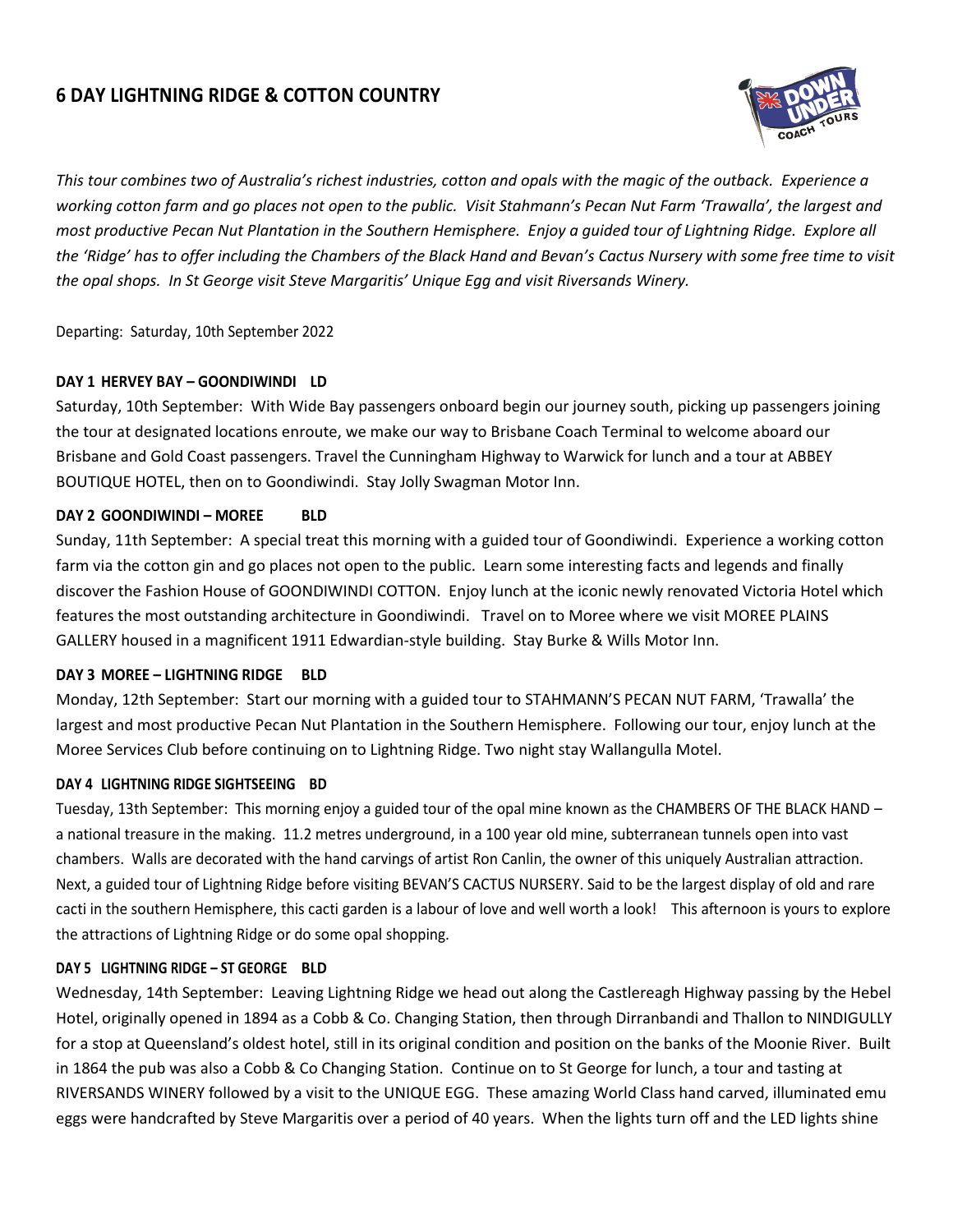# 6 DAY LIGHTNING RIDGE & COTTON COUNTRY

*This tour combines two of Australia's richest industries, cotton and opals with the magic of the outback. Experience a working cotton farm and go places not open to the public. Visit Stahmann's Pecan Nut Farm 'Trawalla', the largest and most productive Pecan Nut Plantation in the Southern Hemisphere. Enjoy a guided tour of Lightning Ridge. Explore all the 'Ridge' has to offer including the Chambers of the Black Hand and Bevan's Cactus Nursery with some free time to visit the opal shops. In St George visit Steve Margaritis' Unique Egg and visit Riversands Winery.*

Departing: Saturday, 10th September 2022

**DAY 1 HERVEY BAY – GOONDIWINDI LD**

Saturday, 10th September: With Wide Bay passengers onboard begin our journey south, picking up passengers joining the tour at designated locations enroute, we make our way to Brisbane Coach Terminal to welcome aboard our Brisbane and Gold Coast passengers. Travel the Cunningham Highway to Warwick for lunch and a tour at ABBEY BOUTIQUE HOTEL, then on to Goondiwindi. Stay Jolly Swagman Motor Inn.

**DAY 2 GOONDIWINDI – MOREE BLD**

Sunday, 11th September: A special treat this morning with a guided tour of Goondiwindi. Experience a working cotton farm via the cotton gin and go places not open to the public. Learn some interesting facts and legends and finally discover the Fashion House of GOONDIWINDI COTTON. Enjoy lunch at the iconic newly renovated Victoria Hotel which features the most outstanding architecture in Goondiwindi. Travel on to Moree where we visit MOREE PLAINS GALLERY housed in a magnificent 1911 Edwardian-style building. Stay Burke & Wills Motor Inn.

**DAY 3 MOREE – LIGHTNING RIDGE BLD**

Monday, 12th September: Start our morning with a guided tour to STAHMANN'S PECAN NUT FARM, 'Trawalla' the largest and most productive Pecan Nut Plantation in the Southern Hemisphere. Following our tour, enjoy lunch at the Moree Services Club before continuing on to Lightning Ridge. Two night stay Wallangulla Motel.

**DAY 4 LIGHTNING RIDGE SIGHTSEEING BD**

Tuesday, 13th September: This morning enjoy a guided tour of the opal mine known as the CHAMBERS OF THE BLACK HAND – a national treasure in the making. 11.2 metres underground, in a 100 year old mine, subterranean tunnels open into vast chambers. Walls are decorated with the hand carvings of artist Ron Canlin, the owner of this uniquely Australian attraction. Next, a guided tour of Lightning Ridge before visiting BEVAN'S CACTUS NURSERY. Said to be the largest display of old and rare cacti in the southern Hemisphere, this cacti garden is a labour of love and well worth a look! This afternoon is yours to explore the attractions of Lightning Ridge or do some opal shopping.

**DAY 5 LIGHTNING RIDGE – ST GEORGE BLD**

Wednesday, 14th September: Leaving Lightning Ridge we head out along the Castlereagh Highway passing by the Hebel Hotel, originally opened in 1894 as a Cobb & Co. Changing Station, then through Dirranbandi and Thallon to NINDIGULLY for a stop at Queensland's oldest hotel, still in its original condition and position on the banks of the Moonie River. Built in 1864 the pub was also a Cobb & Co Changing Station. Continue on to St George for lunch, a tour and tasting at RIVERSANDS WINERY followed by a visit to the UNIQUE EGG. These amazing World Class hand carved, illuminated emu eggs were handcrafted by Steve Margaritis over a period of 40 years. When the lights turn off and the LED lights shine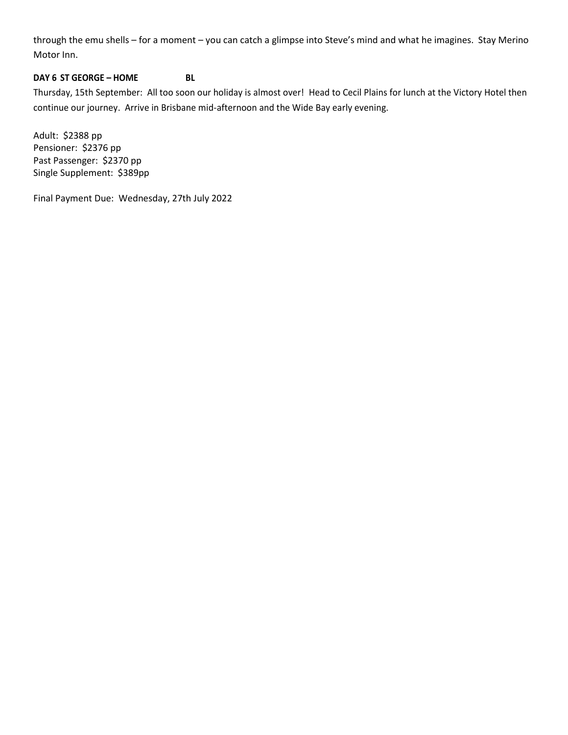through the emu shells – for a moment – you can catch a glimpse into Steve's mind and what he imagines. Stay Merino Motor Inn.

**DAY 6 ST GEORGE – HOME BL**

Thursday, 15th September: All too soon our holiday is almost over! Head to Cecil Plains for lunch at the Victory Hotel then continue our journey. Arrive in Brisbane mid-afternoon and the Wide Bay early evening.

Adult: $2388 pp
Pensioner: $2376 pp
Past Passenger: $2370 pp
Single Supplement: $389pp

Final Payment Due: Wednesday, 27th July 2022